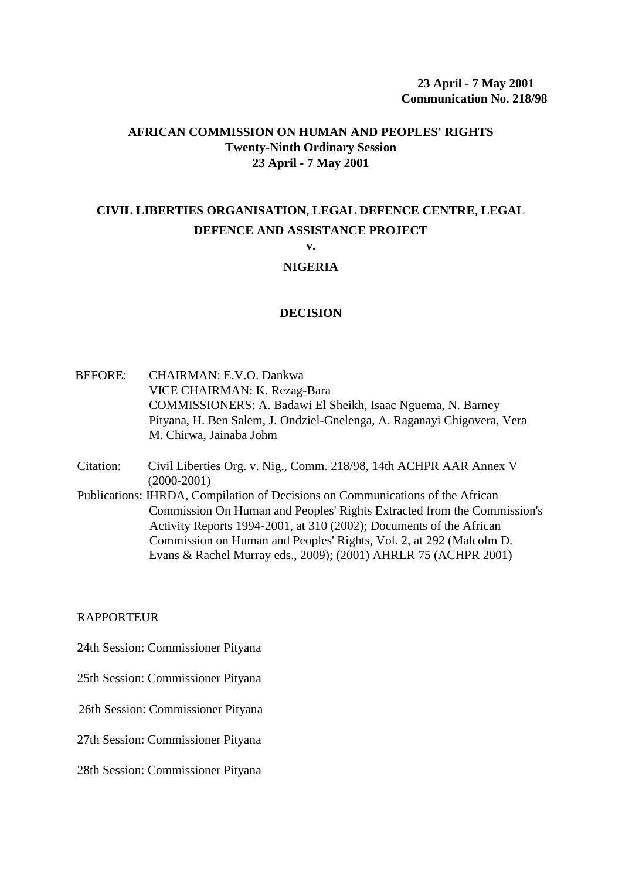**23 April - 7 May 2001**
**Communication No. 218/98**

**AFRICAN COMMISSION ON HUMAN AND PEOPLES' RIGHTS**
**Twenty-Ninth Ordinary Session**
**23 April - 7 May 2001**

## CIVIL LIBERTIES ORGANISATION, LEGAL DEFENCE CENTRE, LEGAL DEFENCE AND ASSISTANCE PROJECT

**v.**

**NIGERIA**

## DECISION

BEFORE: CHAIRMAN: E.V.O. Dankwa
VICE CHAIRMAN: K. Rezag-Bara
COMMISSIONERS: A. Badawi El Sheikh, Isaac Nguema, N. Barney Pityana, H. Ben Salem, J. Ondziel-Gnelenga, A. Raganayi Chigovera, Vera M. Chirwa, Jainaba Johm

Citation: Civil Liberties Org. v. Nig., Comm. 218/98, 14th ACHPR AAR Annex V (2000-2001)

Publications: IHRDA, Compilation of Decisions on Communications of the African Commission On Human and Peoples' Rights Extracted from the Commission's Activity Reports 1994-2001, at 310 (2002); Documents of the African Commission on Human and Peoples' Rights, Vol. 2, at 292 (Malcolm D. Evans & Rachel Murray eds., 2009); (2001) AHRLR 75 (ACHPR 2001)

RAPPORTEUR

24th Session: Commissioner Pityana

25th Session: Commissioner Pityana

26th Session: Commissioner Pityana

27th Session: Commissioner Pityana

28th Session: Commissioner Pityana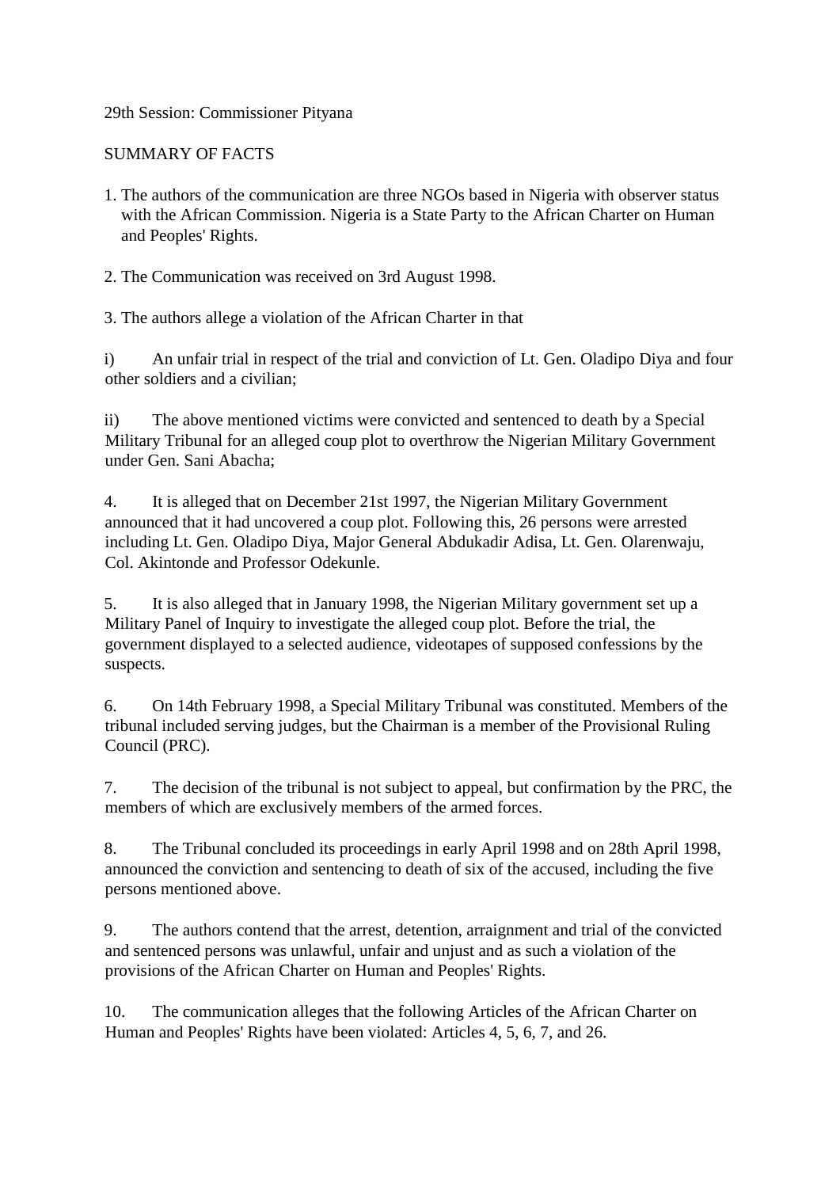29th Session: Commissioner Pityana

SUMMARY OF FACTS

1. The authors of the communication are three NGOs based in Nigeria with observer status with the African Commission. Nigeria is a State Party to the African Charter on Human and Peoples' Rights.

2. The Communication was received on 3rd August 1998.

3. The authors allege a violation of the African Charter in that

i) An unfair trial in respect of the trial and conviction of Lt. Gen. Oladipo Diya and four other soldiers and a civilian;

ii) The above mentioned victims were convicted and sentenced to death by a Special Military Tribunal for an alleged coup plot to overthrow the Nigerian Military Government under Gen. Sani Abacha;

4. It is alleged that on December 21st 1997, the Nigerian Military Government announced that it had uncovered a coup plot. Following this, 26 persons were arrested including Lt. Gen. Oladipo Diya, Major General Abdukadir Adisa, Lt. Gen. Olarenwaju, Col. Akintonde and Professor Odekunle.

5. It is also alleged that in January 1998, the Nigerian Military government set up a Military Panel of Inquiry to investigate the alleged coup plot. Before the trial, the government displayed to a selected audience, videotapes of supposed confessions by the suspects.

6. On 14th February 1998, a Special Military Tribunal was constituted. Members of the tribunal included serving judges, but the Chairman is a member of the Provisional Ruling Council (PRC).

7. The decision of the tribunal is not subject to appeal, but confirmation by the PRC, the members of which are exclusively members of the armed forces.

8. The Tribunal concluded its proceedings in early April 1998 and on 28th April 1998, announced the conviction and sentencing to death of six of the accused, including the five persons mentioned above.

9. The authors contend that the arrest, detention, arraignment and trial of the convicted and sentenced persons was unlawful, unfair and unjust and as such a violation of the provisions of the African Charter on Human and Peoples' Rights.

10. The communication alleges that the following Articles of the African Charter on Human and Peoples' Rights have been violated: Articles 4, 5, 6, 7, and 26.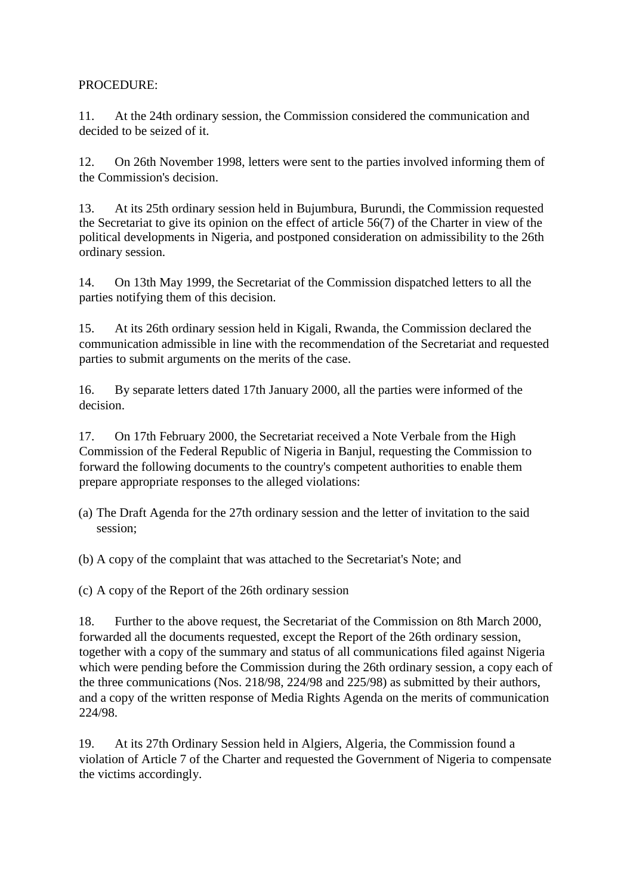PROCEDURE:

11. At the 24th ordinary session, the Commission considered the communication and decided to be seized of it.

12. On 26th November 1998, letters were sent to the parties involved informing them of the Commission's decision.

13. At its 25th ordinary session held in Bujumbura, Burundi, the Commission requested the Secretariat to give its opinion on the effect of article 56(7) of the Charter in view of the political developments in Nigeria, and postponed consideration on admissibility to the 26th ordinary session.

14. On 13th May 1999, the Secretariat of the Commission dispatched letters to all the parties notifying them of this decision.

15. At its 26th ordinary session held in Kigali, Rwanda, the Commission declared the communication admissible in line with the recommendation of the Secretariat and requested parties to submit arguments on the merits of the case.

16. By separate letters dated 17th January 2000, all the parties were informed of the decision.

17. On 17th February 2000, the Secretariat received a Note Verbale from the High Commission of the Federal Republic of Nigeria in Banjul, requesting the Commission to forward the following documents to the country's competent authorities to enable them prepare appropriate responses to the alleged violations:

(a) The Draft Agenda for the 27th ordinary session and the letter of invitation to the said session;

(b) A copy of the complaint that was attached to the Secretariat's Note; and

(c) A copy of the Report of the 26th ordinary session

18. Further to the above request, the Secretariat of the Commission on 8th March 2000, forwarded all the documents requested, except the Report of the 26th ordinary session, together with a copy of the summary and status of all communications filed against Nigeria which were pending before the Commission during the 26th ordinary session, a copy each of the three communications (Nos. 218/98, 224/98 and 225/98) as submitted by their authors, and a copy of the written response of Media Rights Agenda on the merits of communication 224/98.

19. At its 27th Ordinary Session held in Algiers, Algeria, the Commission found a violation of Article 7 of the Charter and requested the Government of Nigeria to compensate the victims accordingly.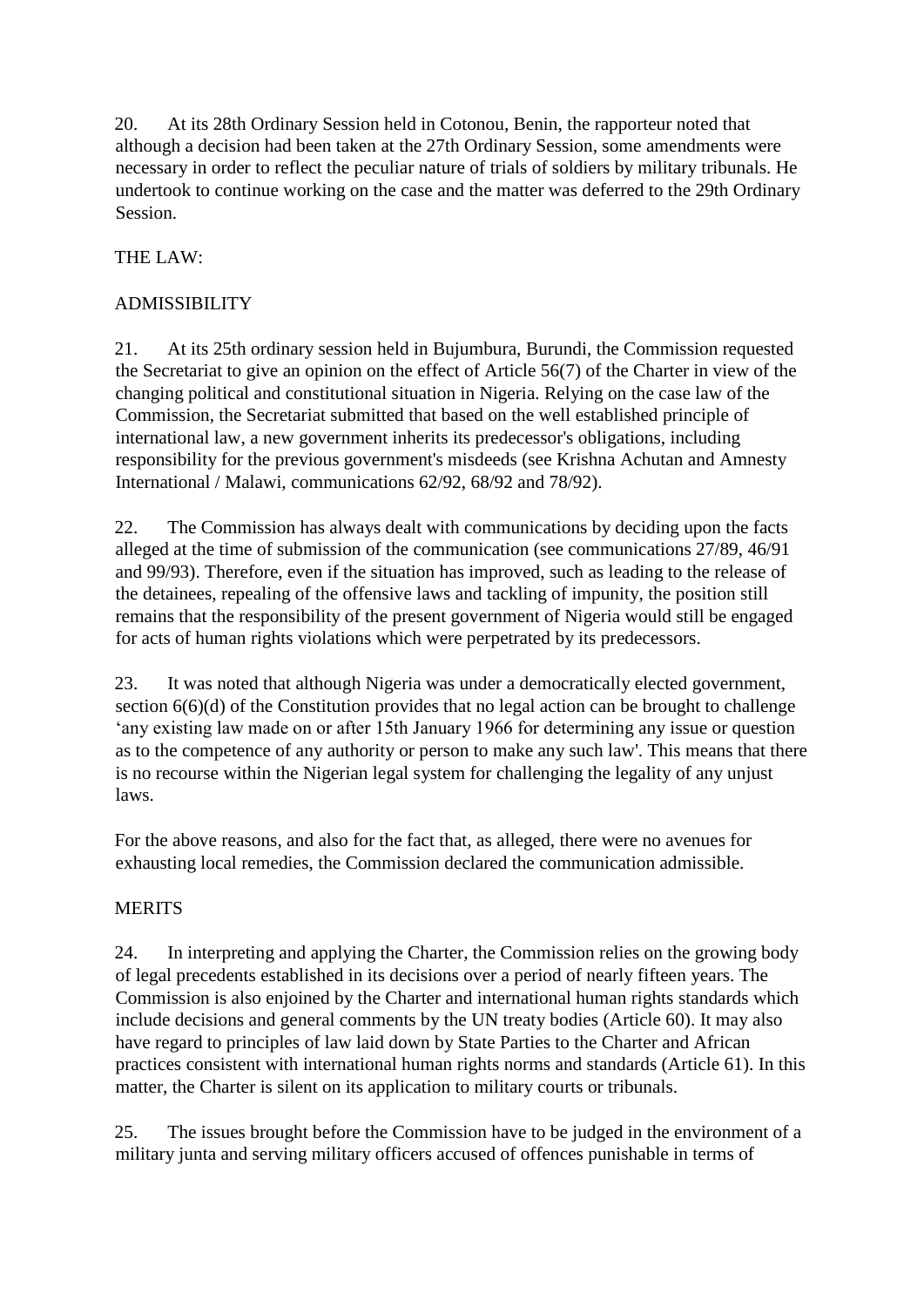20. At its 28th Ordinary Session held in Cotonou, Benin, the rapporteur noted that although a decision had been taken at the 27th Ordinary Session, some amendments were necessary in order to reflect the peculiar nature of trials of soldiers by military tribunals. He undertook to continue working on the case and the matter was deferred to the 29th Ordinary Session.

THE LAW:

ADMISSIBILITY

21. At its 25th ordinary session held in Bujumbura, Burundi, the Commission requested the Secretariat to give an opinion on the effect of Article 56(7) of the Charter in view of the changing political and constitutional situation in Nigeria. Relying on the case law of the Commission, the Secretariat submitted that based on the well established principle of international law, a new government inherits its predecessor's obligations, including responsibility for the previous government's misdeeds (see Krishna Achutan and Amnesty International / Malawi, communications 62/92, 68/92 and 78/92).

22. The Commission has always dealt with communications by deciding upon the facts alleged at the time of submission of the communication (see communications 27/89, 46/91 and 99/93). Therefore, even if the situation has improved, such as leading to the release of the detainees, repealing of the offensive laws and tackling of impunity, the position still remains that the responsibility of the present government of Nigeria would still be engaged for acts of human rights violations which were perpetrated by its predecessors.

23. It was noted that although Nigeria was under a democratically elected government, section 6(6)(d) of the Constitution provides that no legal action can be brought to challenge 'any existing law made on or after 15th January 1966 for determining any issue or question as to the competence of any authority or person to make any such law'. This means that there is no recourse within the Nigerian legal system for challenging the legality of any unjust laws.

For the above reasons, and also for the fact that, as alleged, there were no avenues for exhausting local remedies, the Commission declared the communication admissible.

MERITS

24. In interpreting and applying the Charter, the Commission relies on the growing body of legal precedents established in its decisions over a period of nearly fifteen years. The Commission is also enjoined by the Charter and international human rights standards which include decisions and general comments by the UN treaty bodies (Article 60). It may also have regard to principles of law laid down by State Parties to the Charter and African practices consistent with international human rights norms and standards (Article 61). In this matter, the Charter is silent on its application to military courts or tribunals.

25. The issues brought before the Commission have to be judged in the environment of a military junta and serving military officers accused of offences punishable in terms of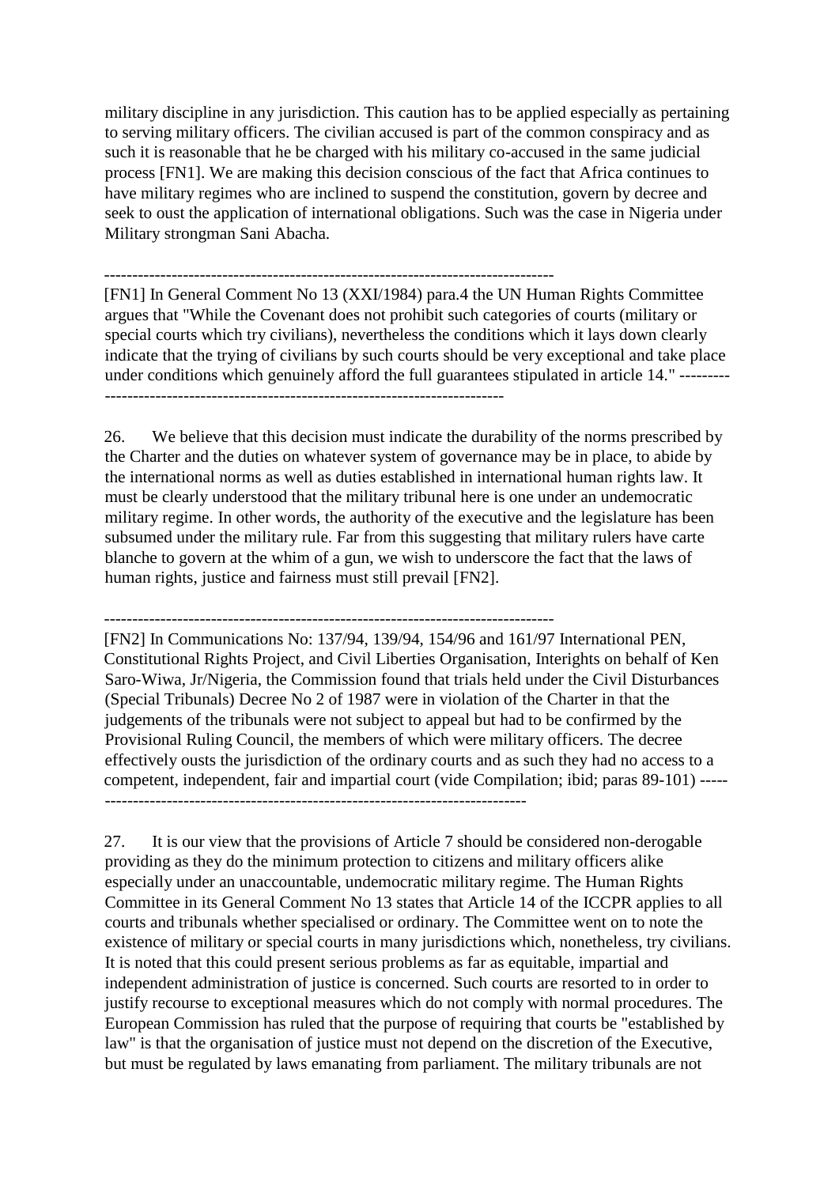military discipline in any jurisdiction. This caution has to be applied especially as pertaining to serving military officers. The civilian accused is part of the common conspiracy and as such it is reasonable that he be charged with his military co-accused in the same judicial process [FN1]. We are making this decision conscious of the fact that Africa continues to have military regimes who are inclined to suspend the constitution, govern by decree and seek to oust the application of international obligations. Such was the case in Nigeria under Military strongman Sani Abacha.

---

[FN1] In General Comment No 13 (XXI/1984) para.4 the UN Human Rights Committee argues that "While the Covenant does not prohibit such categories of courts (military or special courts which try civilians), nevertheless the conditions which it lays down clearly indicate that the trying of civilians by such courts should be very exceptional and take place under conditions which genuinely afford the full guarantees stipulated in article 14."

---

26. We believe that this decision must indicate the durability of the norms prescribed by the Charter and the duties on whatever system of governance may be in place, to abide by the international norms as well as duties established in international human rights law. It must be clearly understood that the military tribunal here is one under an undemocratic military regime. In other words, the authority of the executive and the legislature has been subsumed under the military rule. Far from this suggesting that military rulers have carte blanche to govern at the whim of a gun, we wish to underscore the fact that the laws of human rights, justice and fairness must still prevail [FN2].

---

[FN2] In Communications No: 137/94, 139/94, 154/96 and 161/97 International PEN, Constitutional Rights Project, and Civil Liberties Organisation, Interights on behalf of Ken Saro-Wiwa, Jr/Nigeria, the Commission found that trials held under the Civil Disturbances (Special Tribunals) Decree No 2 of 1987 were in violation of the Charter in that the judgements of the tribunals were not subject to appeal but had to be confirmed by the Provisional Ruling Council, the members of which were military officers. The decree effectively ousts the jurisdiction of the ordinary courts and as such they had no access to a competent, independent, fair and impartial court (vide Compilation; ibid; paras 89-101)

---

27. It is our view that the provisions of Article 7 should be considered non-derogable providing as they do the minimum protection to citizens and military officers alike especially under an unaccountable, undemocratic military regime. The Human Rights Committee in its General Comment No 13 states that Article 14 of the ICCPR applies to all courts and tribunals whether specialised or ordinary. The Committee went on to note the existence of military or special courts in many jurisdictions which, nonetheless, try civilians. It is noted that this could present serious problems as far as equitable, impartial and independent administration of justice is concerned. Such courts are resorted to in order to justify recourse to exceptional measures which do not comply with normal procedures. The European Commission has ruled that the purpose of requiring that courts be "established by law" is that the organisation of justice must not depend on the discretion of the Executive, but must be regulated by laws emanating from parliament. The military tribunals are not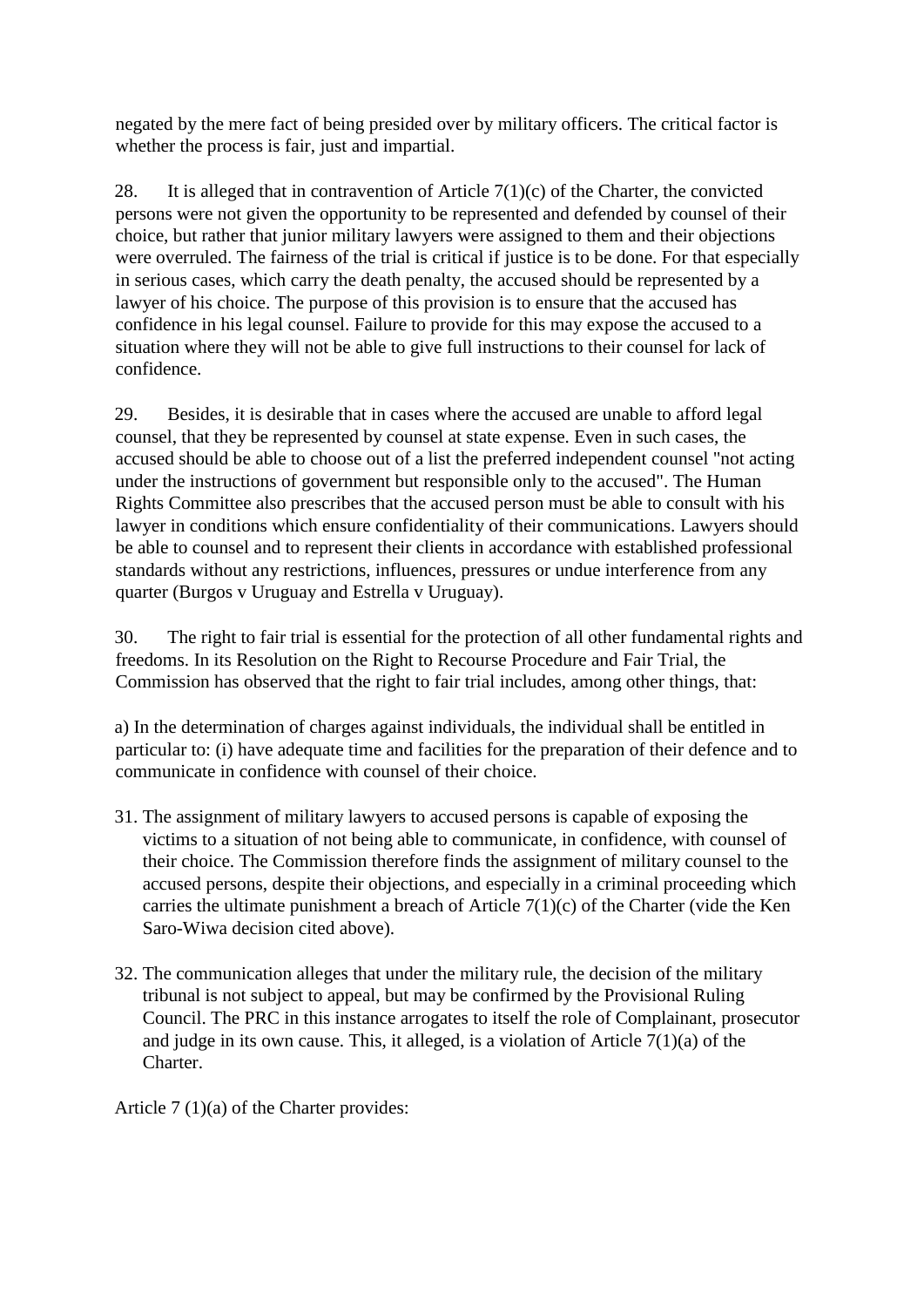negated by the mere fact of being presided over by military officers. The critical factor is whether the process is fair, just and impartial.

28. It is alleged that in contravention of Article 7(1)(c) of the Charter, the convicted persons were not given the opportunity to be represented and defended by counsel of their choice, but rather that junior military lawyers were assigned to them and their objections were overruled. The fairness of the trial is critical if justice is to be done. For that especially in serious cases, which carry the death penalty, the accused should be represented by a lawyer of his choice. The purpose of this provision is to ensure that the accused has confidence in his legal counsel. Failure to provide for this may expose the accused to a situation where they will not be able to give full instructions to their counsel for lack of confidence.

29. Besides, it is desirable that in cases where the accused are unable to afford legal counsel, that they be represented by counsel at state expense. Even in such cases, the accused should be able to choose out of a list the preferred independent counsel "not acting under the instructions of government but responsible only to the accused". The Human Rights Committee also prescribes that the accused person must be able to consult with his lawyer in conditions which ensure confidentiality of their communications. Lawyers should be able to counsel and to represent their clients in accordance with established professional standards without any restrictions, influences, pressures or undue interference from any quarter (Burgos v Uruguay and Estrella v Uruguay).

30. The right to fair trial is essential for the protection of all other fundamental rights and freedoms. In its Resolution on the Right to Recourse Procedure and Fair Trial, the Commission has observed that the right to fair trial includes, among other things, that:

a) In the determination of charges against individuals, the individual shall be entitled in particular to: (i) have adequate time and facilities for the preparation of their defence and to communicate in confidence with counsel of their choice.

31. The assignment of military lawyers to accused persons is capable of exposing the victims to a situation of not being able to communicate, in confidence, with counsel of their choice. The Commission therefore finds the assignment of military counsel to the accused persons, despite their objections, and especially in a criminal proceeding which carries the ultimate punishment a breach of Article 7(1)(c) of the Charter (vide the Ken Saro-Wiwa decision cited above).

32. The communication alleges that under the military rule, the decision of the military tribunal is not subject to appeal, but may be confirmed by the Provisional Ruling Council. The PRC in this instance arrogates to itself the role of Complainant, prosecutor and judge in its own cause. This, it alleged, is a violation of Article 7(1)(a) of the Charter.

Article 7 (1)(a) of the Charter provides: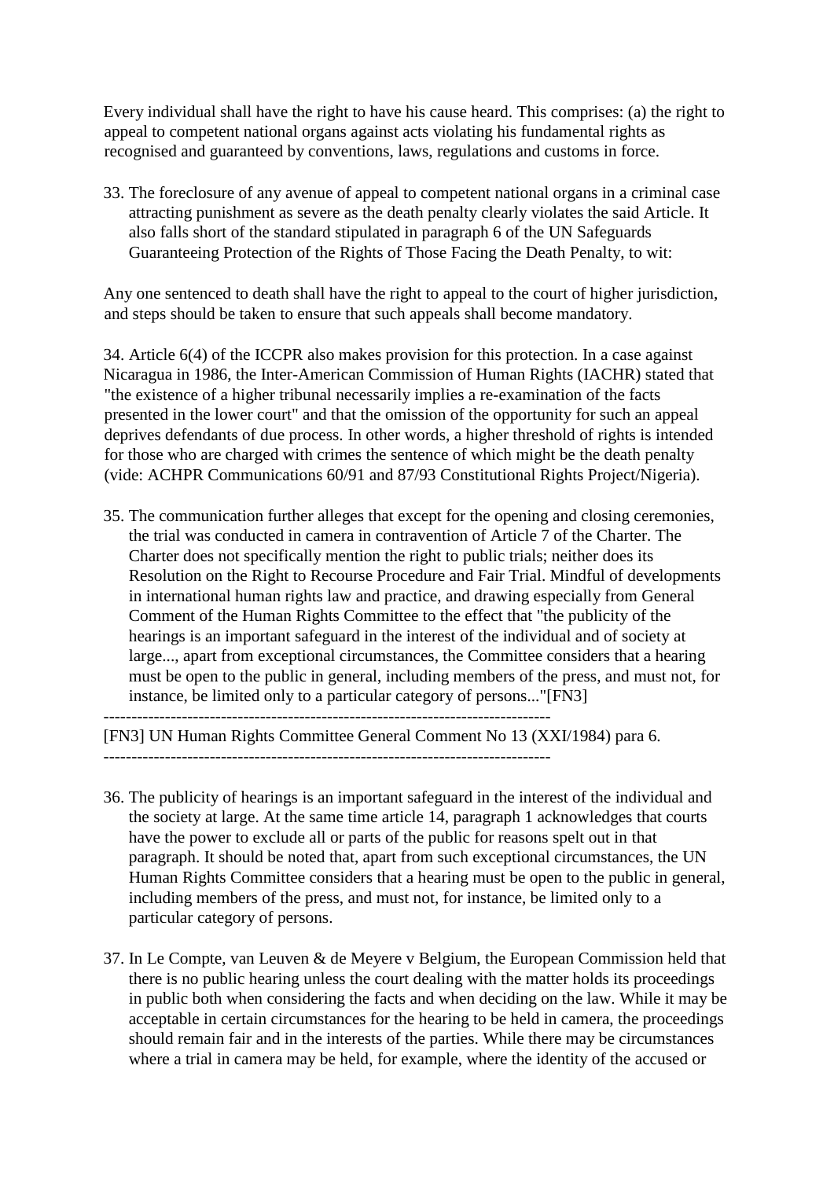Every individual shall have the right to have his cause heard. This comprises: (a) the right to appeal to competent national organs against acts violating his fundamental rights as recognised and guaranteed by conventions, laws, regulations and customs in force.

33. The foreclosure of any avenue of appeal to competent national organs in a criminal case attracting punishment as severe as the death penalty clearly violates the said Article. It also falls short of the standard stipulated in paragraph 6 of the UN Safeguards Guaranteeing Protection of the Rights of Those Facing the Death Penalty, to wit:

Any one sentenced to death shall have the right to appeal to the court of higher jurisdiction, and steps should be taken to ensure that such appeals shall become mandatory.

34. Article 6(4) of the ICCPR also makes provision for this protection. In a case against Nicaragua in 1986, the Inter-American Commission of Human Rights (IACHR) stated that "the existence of a higher tribunal necessarily implies a re-examination of the facts presented in the lower court" and that the omission of the opportunity for such an appeal deprives defendants of due process. In other words, a higher threshold of rights is intended for those who are charged with crimes the sentence of which might be the death penalty (vide: ACHPR Communications 60/91 and 87/93 Constitutional Rights Project/Nigeria).

35. The communication further alleges that except for the opening and closing ceremonies, the trial was conducted in camera in contravention of Article 7 of the Charter. The Charter does not specifically mention the right to public trials; neither does its Resolution on the Right to Recourse Procedure and Fair Trial. Mindful of developments in international human rights law and practice, and drawing especially from General Comment of the Human Rights Committee to the effect that "the publicity of the hearings is an important safeguard in the interest of the individual and of society at large..., apart from exceptional circumstances, the Committee considers that a hearing must be open to the public in general, including members of the press, and must not, for instance, be limited only to a particular category of persons..."[FN3]

--------------------------------------------------------------------------------

[FN3] UN Human Rights Committee General Comment No 13 (XXI/1984) para 6.

--------------------------------------------------------------------------------

36. The publicity of hearings is an important safeguard in the interest of the individual and the society at large. At the same time article 14, paragraph 1 acknowledges that courts have the power to exclude all or parts of the public for reasons spelt out in that paragraph. It should be noted that, apart from such exceptional circumstances, the UN Human Rights Committee considers that a hearing must be open to the public in general, including members of the press, and must not, for instance, be limited only to a particular category of persons.

37. In Le Compte, van Leuven & de Meyere v Belgium, the European Commission held that there is no public hearing unless the court dealing with the matter holds its proceedings in public both when considering the facts and when deciding on the law. While it may be acceptable in certain circumstances for the hearing to be held in camera, the proceedings should remain fair and in the interests of the parties. While there may be circumstances where a trial in camera may be held, for example, where the identity of the accused or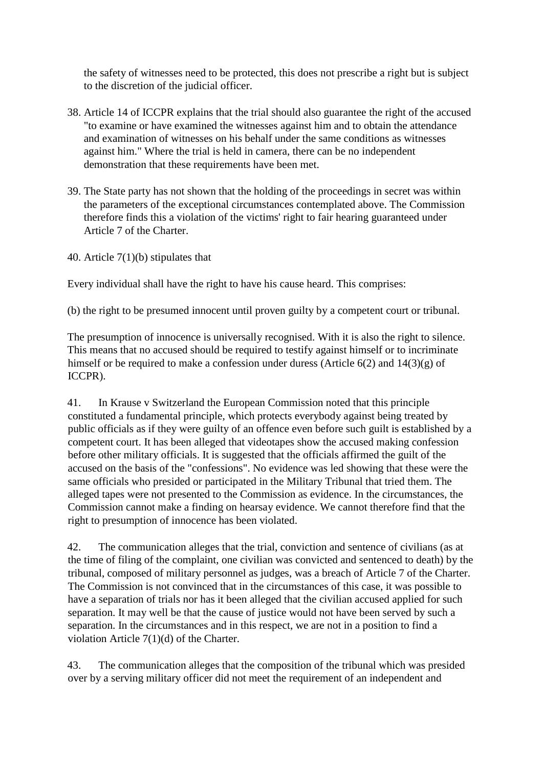the safety of witnesses need to be protected, this does not prescribe a right but is subject to the discretion of the judicial officer.

38. Article 14 of ICCPR explains that the trial should also guarantee the right of the accused "to examine or have examined the witnesses against him and to obtain the attendance and examination of witnesses on his behalf under the same conditions as witnesses against him." Where the trial is held in camera, there can be no independent demonstration that these requirements have been met.

39. The State party has not shown that the holding of the proceedings in secret was within the parameters of the exceptional circumstances contemplated above. The Commission therefore finds this a violation of the victims' right to fair hearing guaranteed under Article 7 of the Charter.

40. Article 7(1)(b) stipulates that

Every individual shall have the right to have his cause heard. This comprises:

(b) the right to be presumed innocent until proven guilty by a competent court or tribunal.

The presumption of innocence is universally recognised. With it is also the right to silence. This means that no accused should be required to testify against himself or to incriminate himself or be required to make a confession under duress (Article 6(2) and 14(3)(g) of ICCPR).

41. In Krause v Switzerland the European Commission noted that this principle constituted a fundamental principle, which protects everybody against being treated by public officials as if they were guilty of an offence even before such guilt is established by a competent court. It has been alleged that videotapes show the accused making confession before other military officials. It is suggested that the officials affirmed the guilt of the accused on the basis of the "confessions". No evidence was led showing that these were the same officials who presided or participated in the Military Tribunal that tried them. The alleged tapes were not presented to the Commission as evidence. In the circumstances, the Commission cannot make a finding on hearsay evidence. We cannot therefore find that the right to presumption of innocence has been violated.

42. The communication alleges that the trial, conviction and sentence of civilians (as at the time of filing of the complaint, one civilian was convicted and sentenced to death) by the tribunal, composed of military personnel as judges, was a breach of Article 7 of the Charter. The Commission is not convinced that in the circumstances of this case, it was possible to have a separation of trials nor has it been alleged that the civilian accused applied for such separation. It may well be that the cause of justice would not have been served by such a separation. In the circumstances and in this respect, we are not in a position to find a violation Article 7(1)(d) of the Charter.

43. The communication alleges that the composition of the tribunal which was presided over by a serving military officer did not meet the requirement of an independent and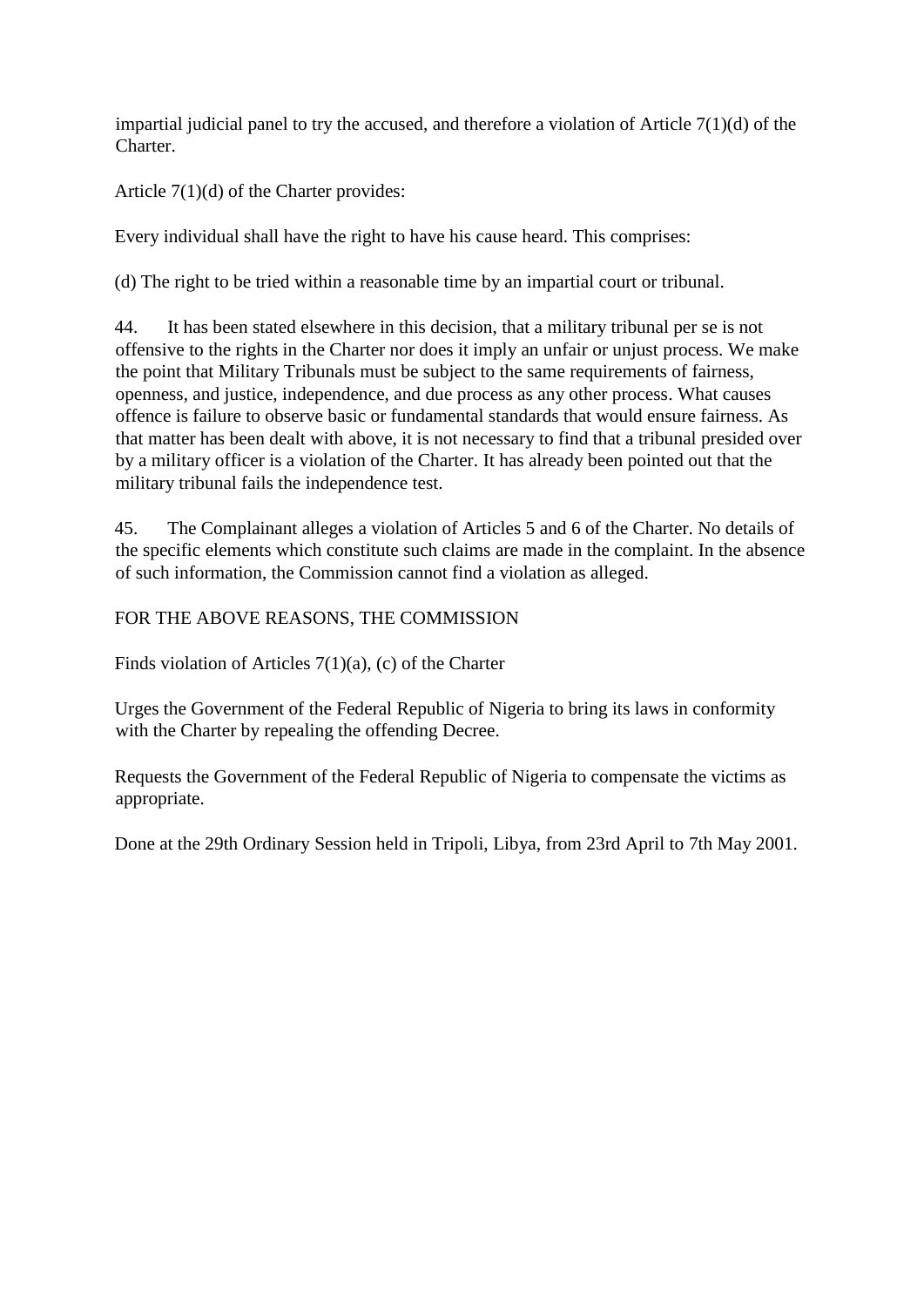impartial judicial panel to try the accused, and therefore a violation of Article 7(1)(d) of the Charter.

Article 7(1)(d) of the Charter provides:

Every individual shall have the right to have his cause heard. This comprises:

(d) The right to be tried within a reasonable time by an impartial court or tribunal.

44. It has been stated elsewhere in this decision, that a military tribunal per se is not offensive to the rights in the Charter nor does it imply an unfair or unjust process. We make the point that Military Tribunals must be subject to the same requirements of fairness, openness, and justice, independence, and due process as any other process. What causes offence is failure to observe basic or fundamental standards that would ensure fairness. As that matter has been dealt with above, it is not necessary to find that a tribunal presided over by a military officer is a violation of the Charter. It has already been pointed out that the military tribunal fails the independence test.

45. The Complainant alleges a violation of Articles 5 and 6 of the Charter. No details of the specific elements which constitute such claims are made in the complaint. In the absence of such information, the Commission cannot find a violation as alleged.

FOR THE ABOVE REASONS, THE COMMISSION

Finds violation of Articles 7(1)(a), (c) of the Charter

Urges the Government of the Federal Republic of Nigeria to bring its laws in conformity with the Charter by repealing the offending Decree.

Requests the Government of the Federal Republic of Nigeria to compensate the victims as appropriate.

Done at the 29th Ordinary Session held in Tripoli, Libya, from 23rd April to 7th May 2001.